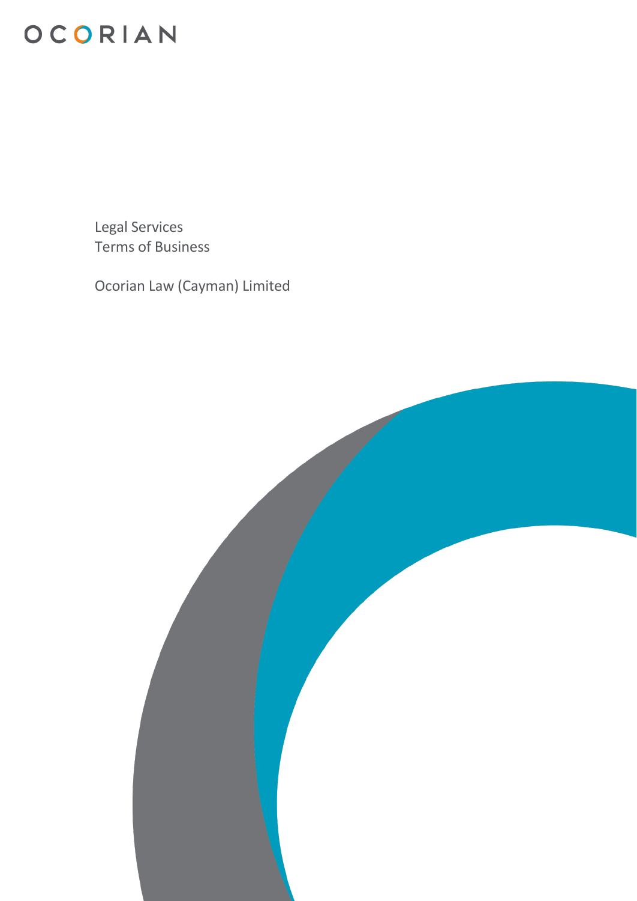OCORIAN

Legal Services
Terms of Business

Ocorian Law (Cayman) Limited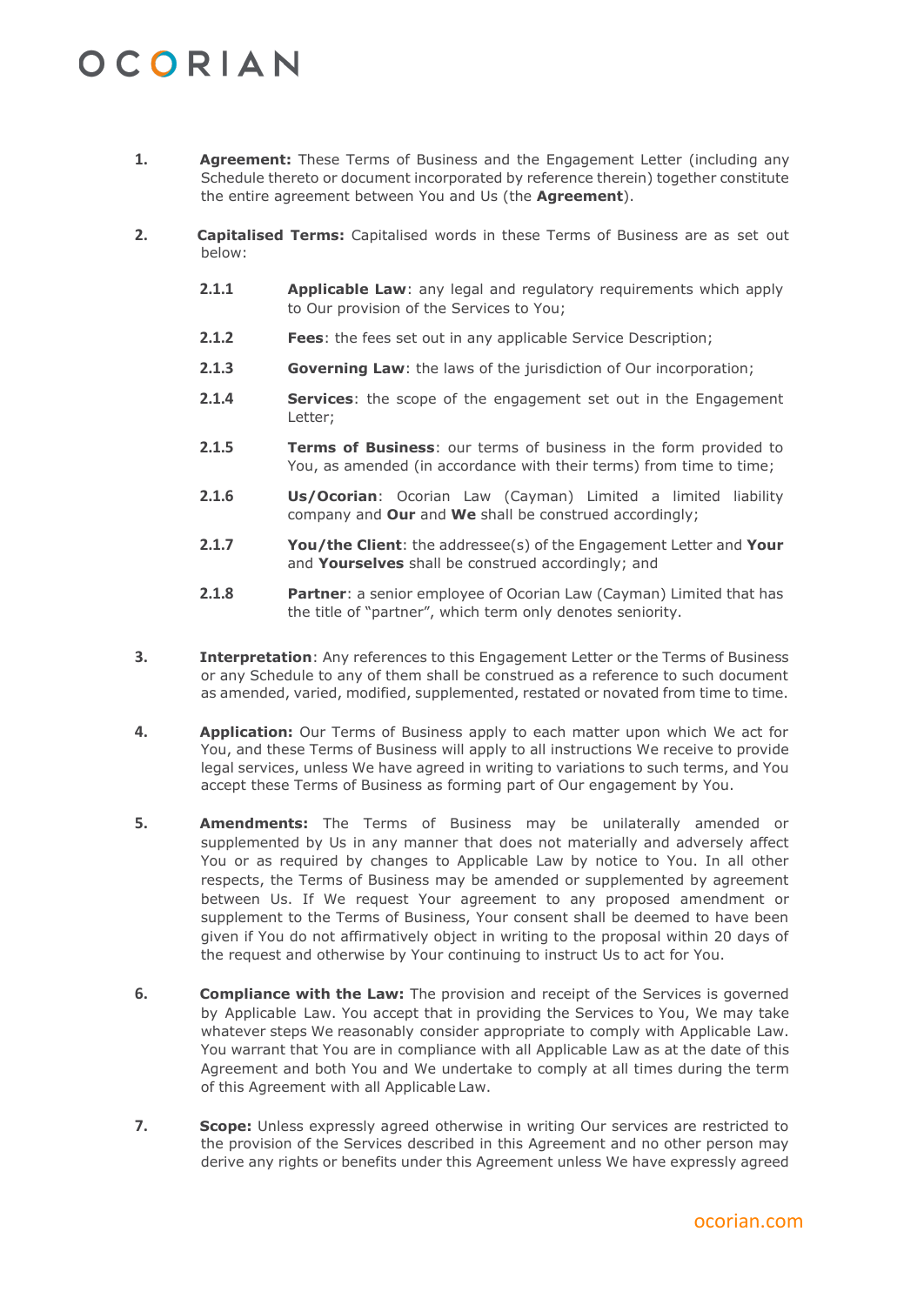1. **Agreement:** These Terms of Business and the Engagement Letter (including any Schedule thereto or document incorporated by reference therein) together constitute the entire agreement between You and Us (the **Agreement**).

2. **Capitalised Terms:** Capitalised words in these Terms of Business are as set out below:

   2.1.1 **Applicable Law**: any legal and regulatory requirements which apply to Our provision of the Services to You;

   2.1.2 **Fees**: the fees set out in any applicable Service Description;

   2.1.3 **Governing Law**: the laws of the jurisdiction of Our incorporation;

   2.1.4 **Services**: the scope of the engagement set out in the Engagement Letter;

   2.1.5 **Terms of Business**: our terms of business in the form provided to You, as amended (in accordance with their terms) from time to time;

   2.1.6 **Us/Ocorian**: Ocorian Law (Cayman) Limited a limited liability company and **Our** and **We** shall be construed accordingly;

   2.1.7 **You/the Client**: the addressee(s) of the Engagement Letter and **Your** and **Yourselves** shall be construed accordingly; and

   2.1.8 **Partner**: a senior employee of Ocorian Law (Cayman) Limited that has the title of "partner", which term only denotes seniority.

3. **Interpretation**: Any references to this Engagement Letter or the Terms of Business or any Schedule to any of them shall be construed as a reference to such document as amended, varied, modified, supplemented, restated or novated from time to time.

4. **Application:** Our Terms of Business apply to each matter upon which We act for You, and these Terms of Business will apply to all instructions We receive to provide legal services, unless We have agreed in writing to variations to such terms, and You accept these Terms of Business as forming part of Our engagement by You.

5. **Amendments:** The Terms of Business may be unilaterally amended or supplemented by Us in any manner that does not materially and adversely affect You or as required by changes to Applicable Law by notice to You. In all other respects, the Terms of Business may be amended or supplemented by agreement between Us. If We request Your agreement to any proposed amendment or supplement to the Terms of Business, Your consent shall be deemed to have been given if You do not affirmatively object in writing to the proposal within 20 days of the request and otherwise by Your continuing to instruct Us to act for You.

6. **Compliance with the Law:** The provision and receipt of the Services is governed by Applicable Law. You accept that in providing the Services to You, We may take whatever steps We reasonably consider appropriate to comply with Applicable Law. You warrant that You are in compliance with all Applicable Law as at the date of this Agreement and both You and We undertake to comply at all times during the term of this Agreement with all Applicable Law.

7. **Scope:** Unless expressly agreed otherwise in writing Our services are restricted to the provision of the Services described in this Agreement and no other person may derive any rights or benefits under this Agreement unless We have expressly agreed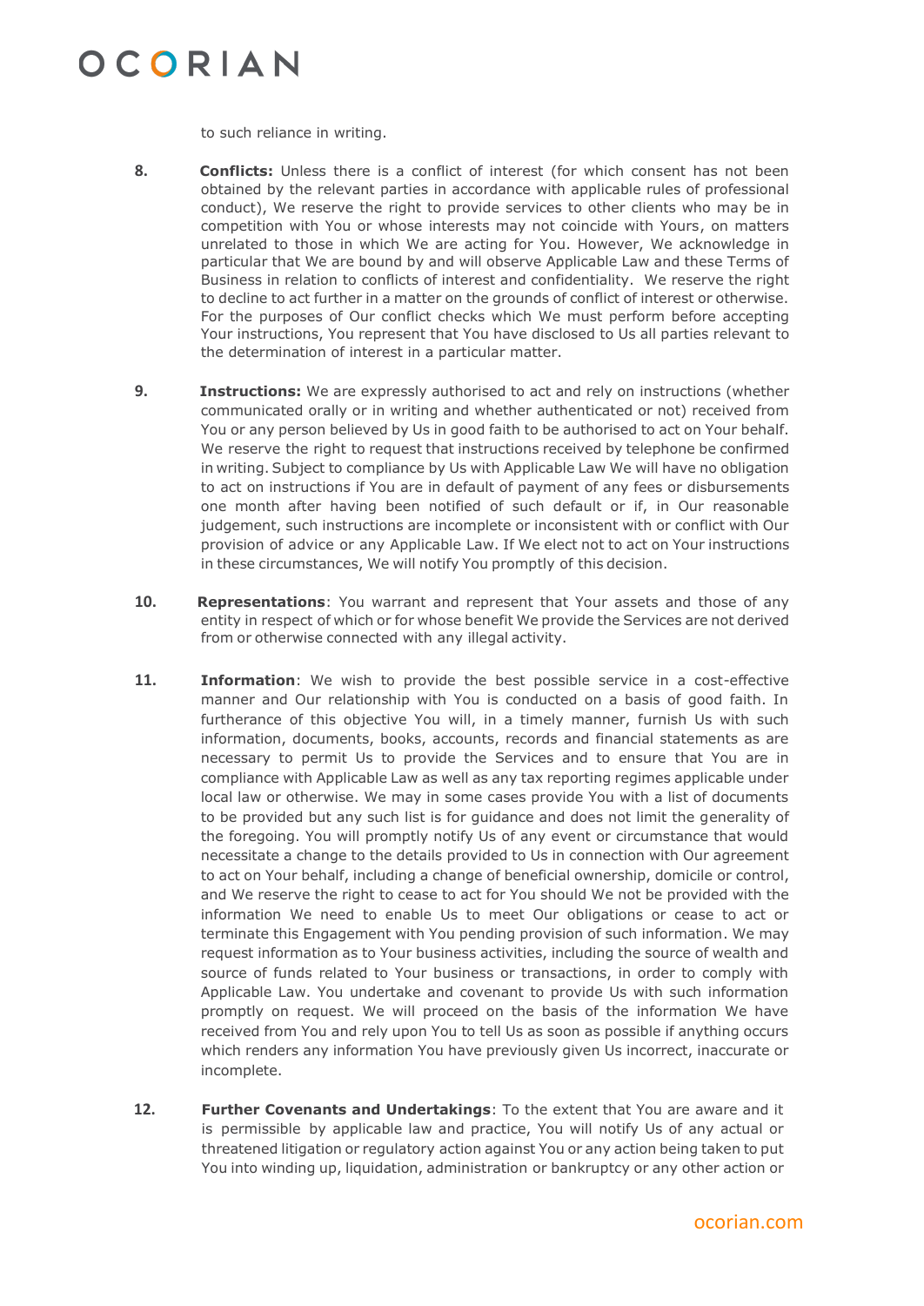to such reliance in writing.

8. **Conflicts:** Unless there is a conflict of interest (for which consent has not been obtained by the relevant parties in accordance with applicable rules of professional conduct), We reserve the right to provide services to other clients who may be in competition with You or whose interests may not coincide with Yours, on matters unrelated to those in which We are acting for You. However, We acknowledge in particular that We are bound by and will observe Applicable Law and these Terms of Business in relation to conflicts of interest and confidentiality. We reserve the right to decline to act further in a matter on the grounds of conflict of interest or otherwise. For the purposes of Our conflict checks which We must perform before accepting Your instructions, You represent that You have disclosed to Us all parties relevant to the determination of interest in a particular matter.

9. **Instructions:** We are expressly authorised to act and rely on instructions (whether communicated orally or in writing and whether authenticated or not) received from You or any person believed by Us in good faith to be authorised to act on Your behalf. We reserve the right to request that instructions received by telephone be confirmed in writing. Subject to compliance by Us with Applicable Law We will have no obligation to act on instructions if You are in default of payment of any fees or disbursements one month after having been notified of such default or if, in Our reasonable judgement, such instructions are incomplete or inconsistent with or conflict with Our provision of advice or any Applicable Law. If We elect not to act on Your instructions in these circumstances, We will notify You promptly of this decision.

10. **Representations**: You warrant and represent that Your assets and those of any entity in respect of which or for whose benefit We provide the Services are not derived from or otherwise connected with any illegal activity.

11. **Information**: We wish to provide the best possible service in a cost-effective manner and Our relationship with You is conducted on a basis of good faith. In furtherance of this objective You will, in a timely manner, furnish Us with such information, documents, books, accounts, records and financial statements as are necessary to permit Us to provide the Services and to ensure that You are in compliance with Applicable Law as well as any tax reporting regimes applicable under local law or otherwise. We may in some cases provide You with a list of documents to be provided but any such list is for guidance and does not limit the generality of the foregoing. You will promptly notify Us of any event or circumstance that would necessitate a change to the details provided to Us in connection with Our agreement to act on Your behalf, including a change of beneficial ownership, domicile or control, and We reserve the right to cease to act for You should We not be provided with the information We need to enable Us to meet Our obligations or cease to act or terminate this Engagement with You pending provision of such information. We may request information as to Your business activities, including the source of wealth and source of funds related to Your business or transactions, in order to comply with Applicable Law. You undertake and covenant to provide Us with such information promptly on request. We will proceed on the basis of the information We have received from You and rely upon You to tell Us as soon as possible if anything occurs which renders any information You have previously given Us incorrect, inaccurate or incomplete.

12. **Further Covenants and Undertakings**: To the extent that You are aware and it is permissible by applicable law and practice, You will notify Us of any actual or threatened litigation or regulatory action against You or any action being taken to put You into winding up, liquidation, administration or bankruptcy or any other action or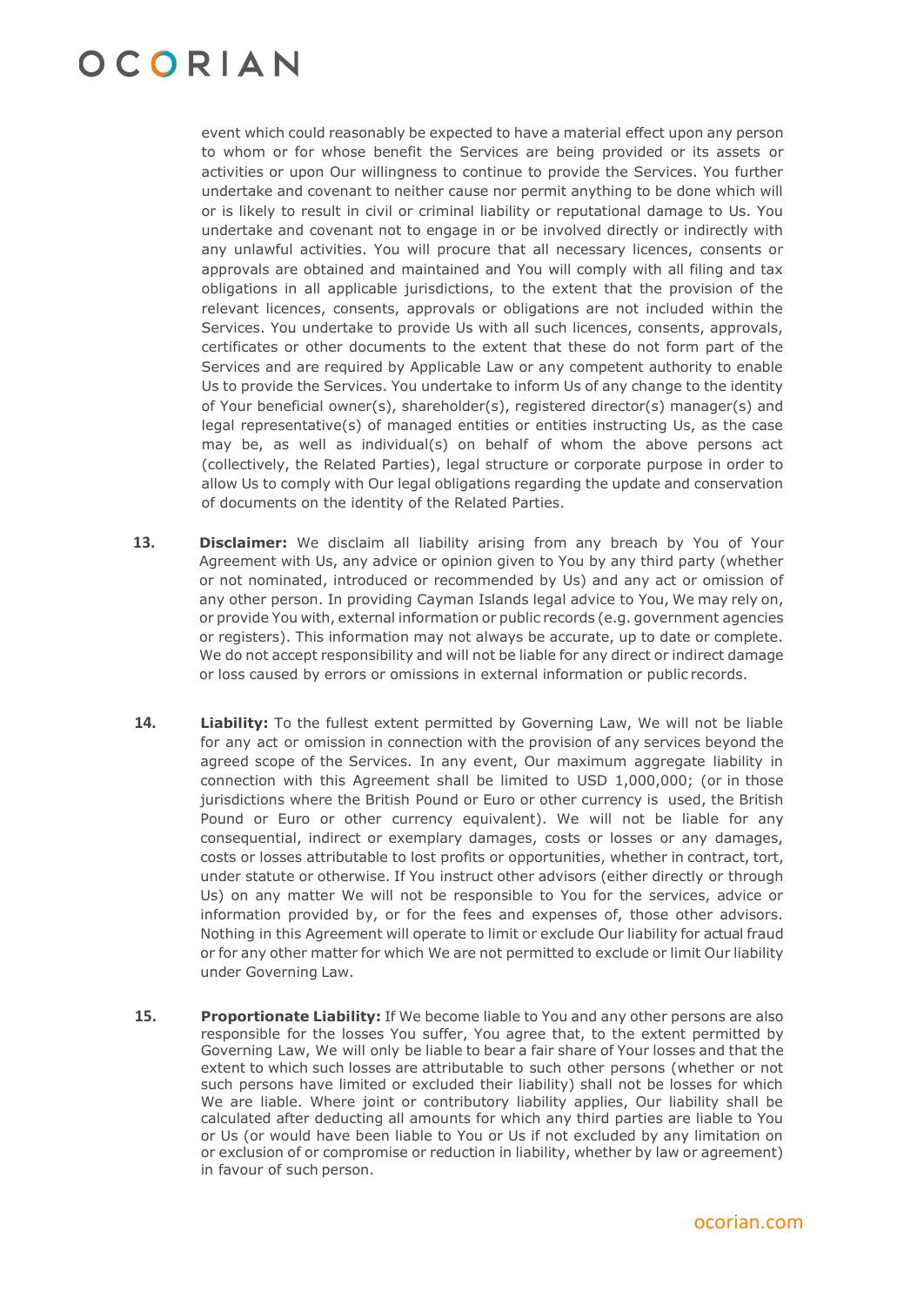event which could reasonably be expected to have a material effect upon any person to whom or for whose benefit the Services are being provided or its assets or activities or upon Our willingness to continue to provide the Services. You further undertake and covenant to neither cause nor permit anything to be done which will or is likely to result in civil or criminal liability or reputational damage to Us. You undertake and covenant not to engage in or be involved directly or indirectly with any unlawful activities. You will procure that all necessary licences, consents or approvals are obtained and maintained and You will comply with all filing and tax obligations in all applicable jurisdictions, to the extent that the provision of the relevant licences, consents, approvals or obligations are not included within the Services. You undertake to provide Us with all such licences, consents, approvals, certificates or other documents to the extent that these do not form part of the Services and are required by Applicable Law or any competent authority to enable Us to provide the Services. You undertake to inform Us of any change to the identity of Your beneficial owner(s), shareholder(s), registered director(s) manager(s) and legal representative(s) of managed entities or entities instructing Us, as the case may be, as well as individual(s) on behalf of whom the above persons act (collectively, the Related Parties), legal structure or corporate purpose in order to allow Us to comply with Our legal obligations regarding the update and conservation of documents on the identity of the Related Parties.

13. **Disclaimer:** We disclaim all liability arising from any breach by You of Your Agreement with Us, any advice or opinion given to You by any third party (whether or not nominated, introduced or recommended by Us) and any act or omission of any other person. In providing Cayman Islands legal advice to You, We may rely on, or provide You with, external information or public records (e.g. government agencies or registers). This information may not always be accurate, up to date or complete. We do not accept responsibility and will not be liable for any direct or indirect damage or loss caused by errors or omissions in external information or public records.

14. **Liability:** To the fullest extent permitted by Governing Law, We will not be liable for any act or omission in connection with the provision of any services beyond the agreed scope of the Services. In any event, Our maximum aggregate liability in connection with this Agreement shall be limited to USD 1,000,000; (or in those jurisdictions where the British Pound or Euro or other currency is used, the British Pound or Euro or other currency equivalent). We will not be liable for any consequential, indirect or exemplary damages, costs or losses or any damages, costs or losses attributable to lost profits or opportunities, whether in contract, tort, under statute or otherwise. If You instruct other advisors (either directly or through Us) on any matter We will not be responsible to You for the services, advice or information provided by, or for the fees and expenses of, those other advisors. Nothing in this Agreement will operate to limit or exclude Our liability for actual fraud or for any other matter for which We are not permitted to exclude or limit Our liability under Governing Law.

15. **Proportionate Liability:** If We become liable to You and any other persons are also responsible for the losses You suffer, You agree that, to the extent permitted by Governing Law, We will only be liable to bear a fair share of Your losses and that the extent to which such losses are attributable to such other persons (whether or not such persons have limited or excluded their liability) shall not be losses for which We are liable. Where joint or contributory liability applies, Our liability shall be calculated after deducting all amounts for which any third parties are liable to You or Us (or would have been liable to You or Us if not excluded by any limitation on or exclusion of or compromise or reduction in liability, whether by law or agreement) in favour of such person.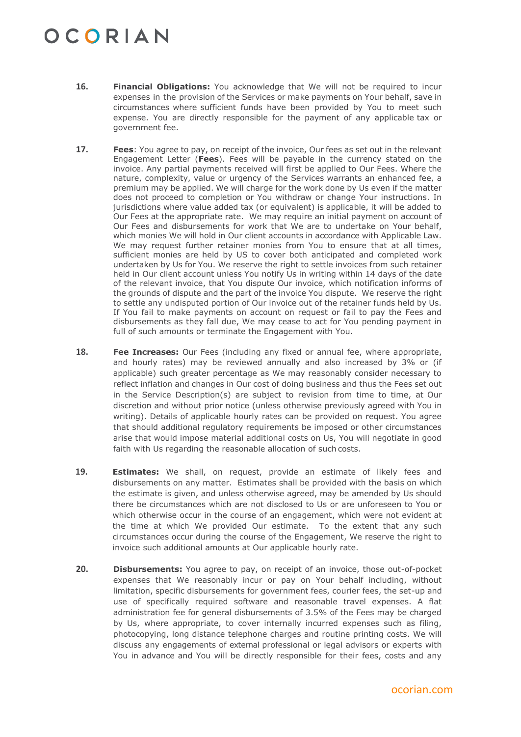16. **Financial Obligations:** You acknowledge that We will not be required to incur expenses in the provision of the Services or make payments on Your behalf, save in circumstances where sufficient funds have been provided by You to meet such expense. You are directly responsible for the payment of any applicable tax or government fee.

17. **Fees**: You agree to pay, on receipt of the invoice, Our fees as set out in the relevant Engagement Letter (**Fees**). Fees will be payable in the currency stated on the invoice. Any partial payments received will first be applied to Our Fees. Where the nature, complexity, value or urgency of the Services warrants an enhanced fee, a premium may be applied. We will charge for the work done by Us even if the matter does not proceed to completion or You withdraw or change Your instructions. In jurisdictions where value added tax (or equivalent) is applicable, it will be added to Our Fees at the appropriate rate. We may require an initial payment on account of Our Fees and disbursements for work that We are to undertake on Your behalf, which monies We will hold in Our client accounts in accordance with Applicable Law. We may request further retainer monies from You to ensure that at all times, sufficient monies are held by US to cover both anticipated and completed work undertaken by Us for You. We reserve the right to settle invoices from such retainer held in Our client account unless You notify Us in writing within 14 days of the date of the relevant invoice, that You dispute Our invoice, which notification informs of the grounds of dispute and the part of the invoice You dispute. We reserve the right to settle any undisputed portion of Our invoice out of the retainer funds held by Us. If You fail to make payments on account on request or fail to pay the Fees and disbursements as they fall due, We may cease to act for You pending payment in full of such amounts or terminate the Engagement with You.

18. **Fee Increases:** Our Fees (including any fixed or annual fee, where appropriate, and hourly rates) may be reviewed annually and also increased by 3% or (if applicable) such greater percentage as We may reasonably consider necessary to reflect inflation and changes in Our cost of doing business and thus the Fees set out in the Service Description(s) are subject to revision from time to time, at Our discretion and without prior notice (unless otherwise previously agreed with You in writing). Details of applicable hourly rates can be provided on request. You agree that should additional regulatory requirements be imposed or other circumstances arise that would impose material additional costs on Us, You will negotiate in good faith with Us regarding the reasonable allocation of such costs.

19. **Estimates:** We shall, on request, provide an estimate of likely fees and disbursements on any matter. Estimates shall be provided with the basis on which the estimate is given, and unless otherwise agreed, may be amended by Us should there be circumstances which are not disclosed to Us or are unforeseen to You or which otherwise occur in the course of an engagement, which were not evident at the time at which We provided Our estimate. To the extent that any such circumstances occur during the course of the Engagement, We reserve the right to invoice such additional amounts at Our applicable hourly rate.

20. **Disbursements:** You agree to pay, on receipt of an invoice, those out-of-pocket expenses that We reasonably incur or pay on Your behalf including, without limitation, specific disbursements for government fees, courier fees, the set-up and use of specifically required software and reasonable travel expenses. A flat administration fee for general disbursements of 3.5% of the Fees may be charged by Us, where appropriate, to cover internally incurred expenses such as filing, photocopying, long distance telephone charges and routine printing costs. We will discuss any engagements of external professional or legal advisors or experts with You in advance and You will be directly responsible for their fees, costs and any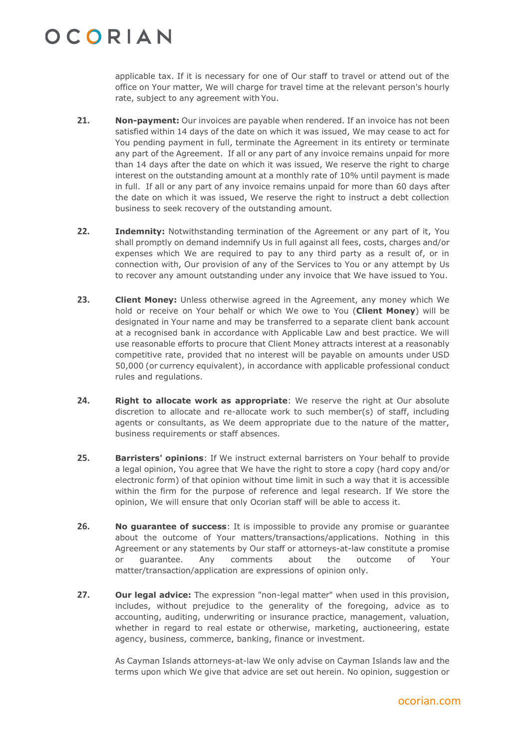applicable tax. If it is necessary for one of Our staff to travel or attend out of the office on Your matter, We will charge for travel time at the relevant person's hourly rate, subject to any agreement with You.

**21.** **Non-payment:** Our invoices are payable when rendered. If an invoice has not been satisfied within 14 days of the date on which it was issued, We may cease to act for You pending payment in full, terminate the Agreement in its entirety or terminate any part of the Agreement. If all or any part of any invoice remains unpaid for more than 14 days after the date on which it was issued, We reserve the right to charge interest on the outstanding amount at a monthly rate of 10% until payment is made in full. If all or any part of any invoice remains unpaid for more than 60 days after the date on which it was issued, We reserve the right to instruct a debt collection business to seek recovery of the outstanding amount.

**22.** **Indemnity:** Notwithstanding termination of the Agreement or any part of it, You shall promptly on demand indemnify Us in full against all fees, costs, charges and/or expenses which We are required to pay to any third party as a result of, or in connection with, Our provision of any of the Services to You or any attempt by Us to recover any amount outstanding under any invoice that We have issued to You.

**23.** **Client Money:** Unless otherwise agreed in the Agreement, any money which We hold or receive on Your behalf or which We owe to You (**Client Money**) will be designated in Your name and may be transferred to a separate client bank account at a recognised bank in accordance with Applicable Law and best practice. We will use reasonable efforts to procure that Client Money attracts interest at a reasonably competitive rate, provided that no interest will be payable on amounts under USD 50,000 (or currency equivalent), in accordance with applicable professional conduct rules and regulations.

**24.** **Right to allocate work as appropriate**: We reserve the right at Our absolute discretion to allocate and re-allocate work to such member(s) of staff, including agents or consultants, as We deem appropriate due to the nature of the matter, business requirements or staff absences.

**25.** **Barristers' opinions**: If We instruct external barristers on Your behalf to provide a legal opinion, You agree that We have the right to store a copy (hard copy and/or electronic form) of that opinion without time limit in such a way that it is accessible within the firm for the purpose of reference and legal research. If We store the opinion, We will ensure that only Ocorian staff will be able to access it.

**26.** **No guarantee of success**: It is impossible to provide any promise or guarantee about the outcome of Your matters/transactions/applications. Nothing in this Agreement or any statements by Our staff or attorneys-at-law constitute a promise or guarantee. Any comments about the outcome of Your matter/transaction/application are expressions of opinion only.

**27.** **Our legal advice:** The expression "non-legal matter" when used in this provision, includes, without prejudice to the generality of the foregoing, advice as to accounting, auditing, underwriting or insurance practice, management, valuation, whether in regard to real estate or otherwise, marketing, auctioneering, estate agency, business, commerce, banking, finance or investment.

As Cayman Islands attorneys-at-law We only advise on Cayman Islands law and the terms upon which We give that advice are set out herein. No opinion, suggestion or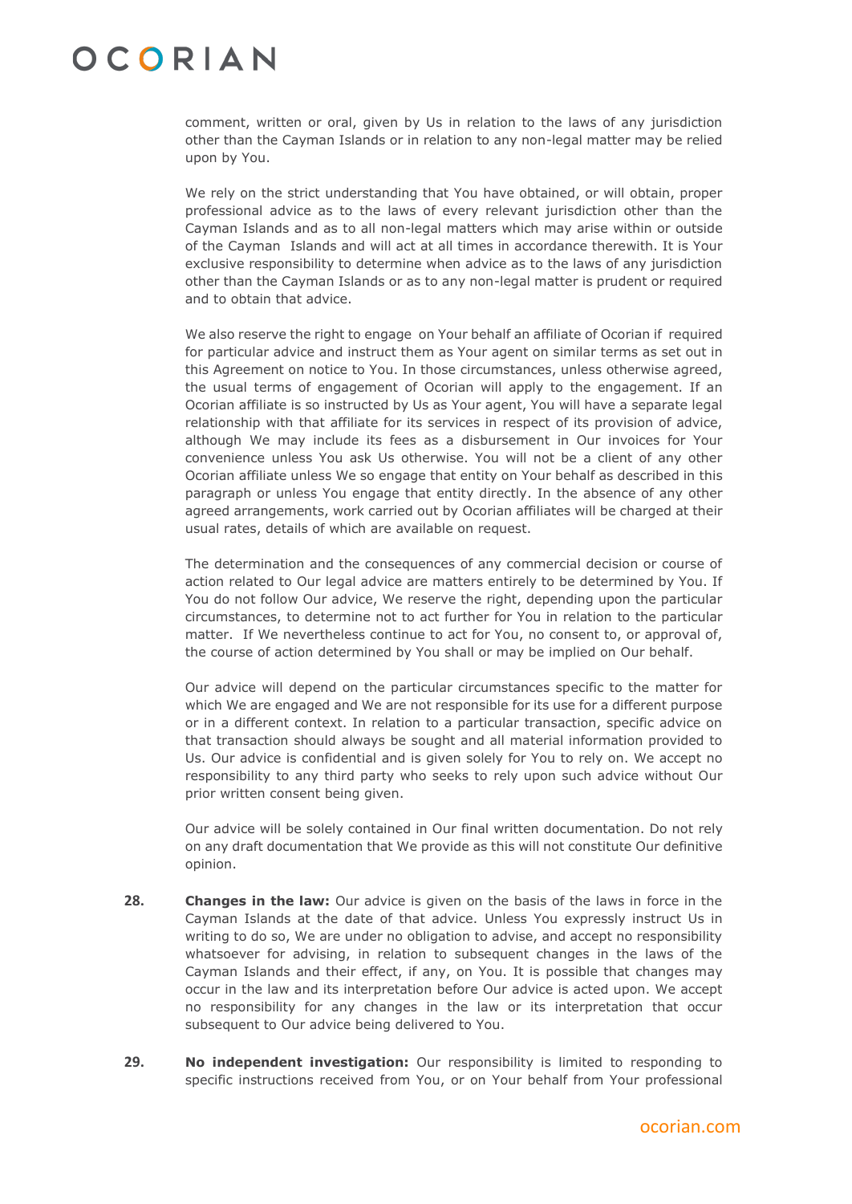comment, written or oral, given by Us in relation to the laws of any jurisdiction other than the Cayman Islands or in relation to any non-legal matter may be relied upon by You.

We rely on the strict understanding that You have obtained, or will obtain, proper professional advice as to the laws of every relevant jurisdiction other than the Cayman Islands and as to all non-legal matters which may arise within or outside of the Cayman Islands and will act at all times in accordance therewith. It is Your exclusive responsibility to determine when advice as to the laws of any jurisdiction other than the Cayman Islands or as to any non-legal matter is prudent or required and to obtain that advice.

We also reserve the right to engage on Your behalf an affiliate of Ocorian if required for particular advice and instruct them as Your agent on similar terms as set out in this Agreement on notice to You. In those circumstances, unless otherwise agreed, the usual terms of engagement of Ocorian will apply to the engagement. If an Ocorian affiliate is so instructed by Us as Your agent, You will have a separate legal relationship with that affiliate for its services in respect of its provision of advice, although We may include its fees as a disbursement in Our invoices for Your convenience unless You ask Us otherwise. You will not be a client of any other Ocorian affiliate unless We so engage that entity on Your behalf as described in this paragraph or unless You engage that entity directly. In the absence of any other agreed arrangements, work carried out by Ocorian affiliates will be charged at their usual rates, details of which are available on request.

The determination and the consequences of any commercial decision or course of action related to Our legal advice are matters entirely to be determined by You. If You do not follow Our advice, We reserve the right, depending upon the particular circumstances, to determine not to act further for You in relation to the particular matter. If We nevertheless continue to act for You, no consent to, or approval of, the course of action determined by You shall or may be implied on Our behalf.

Our advice will depend on the particular circumstances specific to the matter for which We are engaged and We are not responsible for its use for a different purpose or in a different context. In relation to a particular transaction, specific advice on that transaction should always be sought and all material information provided to Us. Our advice is confidential and is given solely for You to rely on. We accept no responsibility to any third party who seeks to rely upon such advice without Our prior written consent being given.

Our advice will be solely contained in Our final written documentation. Do not rely on any draft documentation that We provide as this will not constitute Our definitive opinion.

**28.** **Changes in the law:** Our advice is given on the basis of the laws in force in the Cayman Islands at the date of that advice. Unless You expressly instruct Us in writing to do so, We are under no obligation to advise, and accept no responsibility whatsoever for advising, in relation to subsequent changes in the laws of the Cayman Islands and their effect, if any, on You. It is possible that changes may occur in the law and its interpretation before Our advice is acted upon. We accept no responsibility for any changes in the law or its interpretation that occur subsequent to Our advice being delivered to You.

**29.** **No independent investigation:** Our responsibility is limited to responding to specific instructions received from You, or on Your behalf from Your professional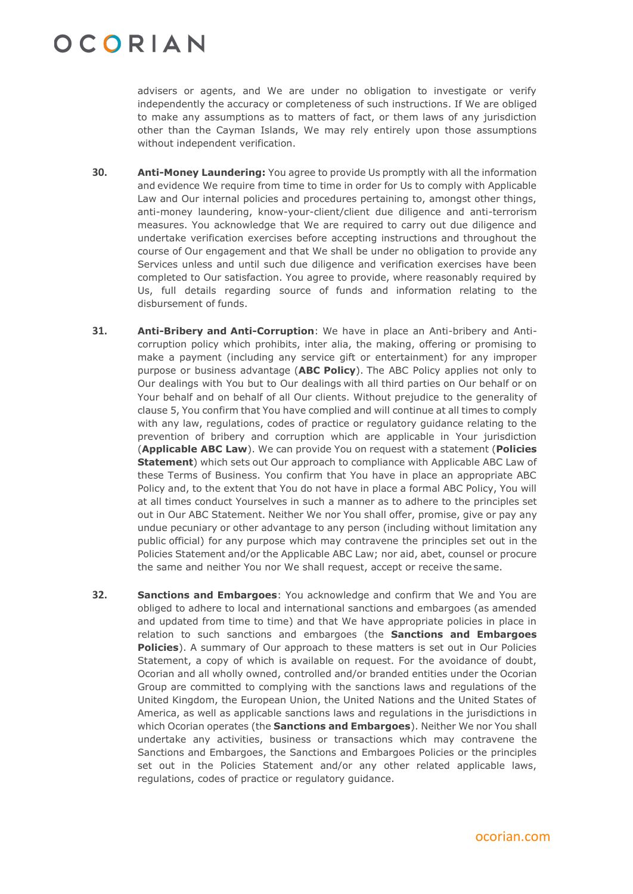advisers or agents, and We are under no obligation to investigate or verify independently the accuracy or completeness of such instructions. If We are obliged to make any assumptions as to matters of fact, or them laws of any jurisdiction other than the Cayman Islands, We may rely entirely upon those assumptions without independent verification.

**30.** **Anti-Money Laundering:** You agree to provide Us promptly with all the information and evidence We require from time to time in order for Us to comply with Applicable Law and Our internal policies and procedures pertaining to, amongst other things, anti-money laundering, know-your-client/client due diligence and anti-terrorism measures. You acknowledge that We are required to carry out due diligence and undertake verification exercises before accepting instructions and throughout the course of Our engagement and that We shall be under no obligation to provide any Services unless and until such due diligence and verification exercises have been completed to Our satisfaction. You agree to provide, where reasonably required by Us, full details regarding source of funds and information relating to the disbursement of funds.

**31.** **Anti-Bribery and Anti-Corruption**: We have in place an Anti-bribery and Anti-corruption policy which prohibits, inter alia, the making, offering or promising to make a payment (including any service gift or entertainment) for any improper purpose or business advantage (**ABC Policy**). The ABC Policy applies not only to Our dealings with You but to Our dealings with all third parties on Our behalf or on Your behalf and on behalf of all Our clients. Without prejudice to the generality of clause 5, You confirm that You have complied and will continue at all times to comply with any law, regulations, codes of practice or regulatory guidance relating to the prevention of bribery and corruption which are applicable in Your jurisdiction (**Applicable ABC Law**). We can provide You on request with a statement (**Policies Statement**) which sets out Our approach to compliance with Applicable ABC Law of these Terms of Business. You confirm that You have in place an appropriate ABC Policy and, to the extent that You do not have in place a formal ABC Policy, You will at all times conduct Yourselves in such a manner as to adhere to the principles set out in Our ABC Statement. Neither We nor You shall offer, promise, give or pay any undue pecuniary or other advantage to any person (including without limitation any public official) for any purpose which may contravene the principles set out in the Policies Statement and/or the Applicable ABC Law; nor aid, abet, counsel or procure the same and neither You nor We shall request, accept or receive the same.

**32.** **Sanctions and Embargoes**: You acknowledge and confirm that We and You are obliged to adhere to local and international sanctions and embargoes (as amended and updated from time to time) and that We have appropriate policies in place in relation to such sanctions and embargoes (the **Sanctions and Embargoes Policies**). A summary of Our approach to these matters is set out in Our Policies Statement, a copy of which is available on request. For the avoidance of doubt, Ocorian and all wholly owned, controlled and/or branded entities under the Ocorian Group are committed to complying with the sanctions laws and regulations of the United Kingdom, the European Union, the United Nations and the United States of America, as well as applicable sanctions laws and regulations in the jurisdictions in which Ocorian operates (the **Sanctions and Embargoes**). Neither We nor You shall undertake any activities, business or transactions which may contravene the Sanctions and Embargoes, the Sanctions and Embargoes Policies or the principles set out in the Policies Statement and/or any other related applicable laws, regulations, codes of practice or regulatory guidance.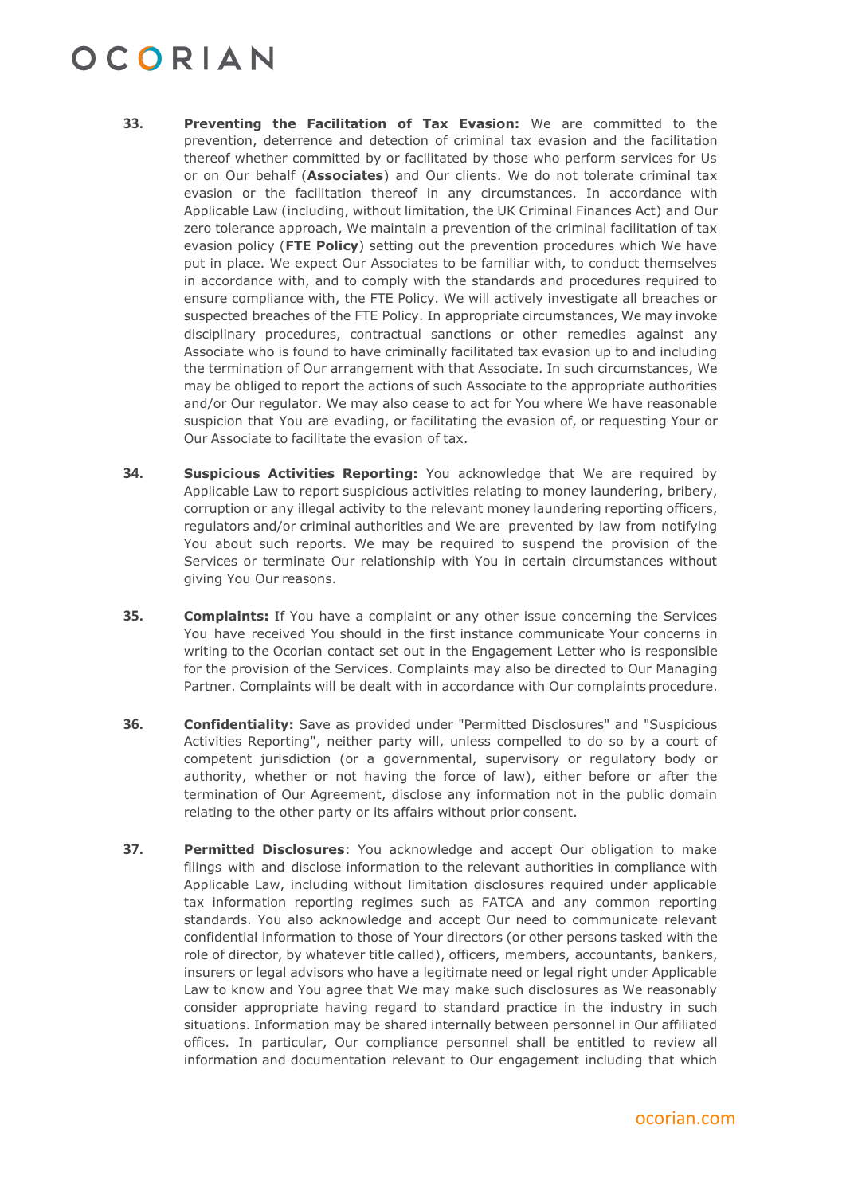33. **Preventing the Facilitation of Tax Evasion:** We are committed to the prevention, deterrence and detection of criminal tax evasion and the facilitation thereof whether committed by or facilitated by those who perform services for Us or on Our behalf (**Associates**) and Our clients. We do not tolerate criminal tax evasion or the facilitation thereof in any circumstances. In accordance with Applicable Law (including, without limitation, the UK Criminal Finances Act) and Our zero tolerance approach, We maintain a prevention of the criminal facilitation of tax evasion policy (**FTE Policy**) setting out the prevention procedures which We have put in place. We expect Our Associates to be familiar with, to conduct themselves in accordance with, and to comply with the standards and procedures required to ensure compliance with, the FTE Policy. We will actively investigate all breaches or suspected breaches of the FTE Policy. In appropriate circumstances, We may invoke disciplinary procedures, contractual sanctions or other remedies against any Associate who is found to have criminally facilitated tax evasion up to and including the termination of Our arrangement with that Associate. In such circumstances, We may be obliged to report the actions of such Associate to the appropriate authorities and/or Our regulator. We may also cease to act for You where We have reasonable suspicion that You are evading, or facilitating the evasion of, or requesting Your or Our Associate to facilitate the evasion of tax.

34. **Suspicious Activities Reporting:** You acknowledge that We are required by Applicable Law to report suspicious activities relating to money laundering, bribery, corruption or any illegal activity to the relevant money laundering reporting officers, regulators and/or criminal authorities and We are prevented by law from notifying You about such reports. We may be required to suspend the provision of the Services or terminate Our relationship with You in certain circumstances without giving You Our reasons.

35. **Complaints:** If You have a complaint or any other issue concerning the Services You have received You should in the first instance communicate Your concerns in writing to the Ocorian contact set out in the Engagement Letter who is responsible for the provision of the Services. Complaints may also be directed to Our Managing Partner. Complaints will be dealt with in accordance with Our complaints procedure.

36. **Confidentiality:** Save as provided under "Permitted Disclosures" and "Suspicious Activities Reporting", neither party will, unless compelled to do so by a court of competent jurisdiction (or a governmental, supervisory or regulatory body or authority, whether or not having the force of law), either before or after the termination of Our Agreement, disclose any information not in the public domain relating to the other party or its affairs without prior consent.

37. **Permitted Disclosures**: You acknowledge and accept Our obligation to make filings with and disclose information to the relevant authorities in compliance with Applicable Law, including without limitation disclosures required under applicable tax information reporting regimes such as FATCA and any common reporting standards. You also acknowledge and accept Our need to communicate relevant confidential information to those of Your directors (or other persons tasked with the role of director, by whatever title called), officers, members, accountants, bankers, insurers or legal advisors who have a legitimate need or legal right under Applicable Law to know and You agree that We may make such disclosures as We reasonably consider appropriate having regard to standard practice in the industry in such situations. Information may be shared internally between personnel in Our affiliated offices. In particular, Our compliance personnel shall be entitled to review all information and documentation relevant to Our engagement including that which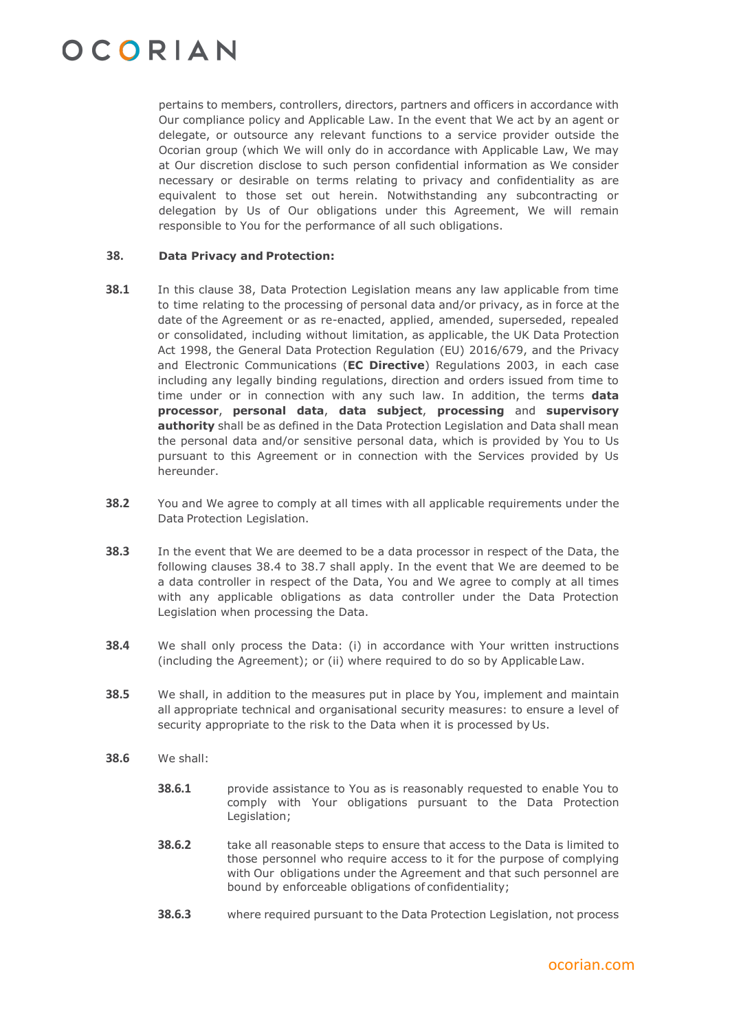pertains to members, controllers, directors, partners and officers in accordance with Our compliance policy and Applicable Law. In the event that We act by an agent or delegate, or outsource any relevant functions to a service provider outside the Ocorian group (which We will only do in accordance with Applicable Law, We may at Our discretion disclose to such person confidential information as We consider necessary or desirable on terms relating to privacy and confidentiality as are equivalent to those set out herein. Notwithstanding any subcontracting or delegation by Us of Our obligations under this Agreement, We will remain responsible to You for the performance of all such obligations.

**38. Data Privacy and Protection:**

**38.1** In this clause 38, Data Protection Legislation means any law applicable from time to time relating to the processing of personal data and/or privacy, as in force at the date of the Agreement or as re-enacted, applied, amended, superseded, repealed or consolidated, including without limitation, as applicable, the UK Data Protection Act 1998, the General Data Protection Regulation (EU) 2016/679, and the Privacy and Electronic Communications (**EC Directive**) Regulations 2003, in each case including any legally binding regulations, direction and orders issued from time to time under or in connection with any such law. In addition, the terms **data processor**, **personal data**, **data subject**, **processing** and **supervisory authority** shall be as defined in the Data Protection Legislation and Data shall mean the personal data and/or sensitive personal data, which is provided by You to Us pursuant to this Agreement or in connection with the Services provided by Us hereunder.

**38.2** You and We agree to comply at all times with all applicable requirements under the Data Protection Legislation.

**38.3** In the event that We are deemed to be a data processor in respect of the Data, the following clauses 38.4 to 38.7 shall apply. In the event that We are deemed to be a data controller in respect of the Data, You and We agree to comply at all times with any applicable obligations as data controller under the Data Protection Legislation when processing the Data.

**38.4** We shall only process the Data: (i) in accordance with Your written instructions (including the Agreement); or (ii) where required to do so by Applicable Law.

**38.5** We shall, in addition to the measures put in place by You, implement and maintain all appropriate technical and organisational security measures: to ensure a level of security appropriate to the risk to the Data when it is processed by Us.

**38.6** We shall:

**38.6.1** provide assistance to You as is reasonably requested to enable You to comply with Your obligations pursuant to the Data Protection Legislation;

**38.6.2** take all reasonable steps to ensure that access to the Data is limited to those personnel who require access to it for the purpose of complying with Our obligations under the Agreement and that such personnel are bound by enforceable obligations of confidentiality;

**38.6.3** where required pursuant to the Data Protection Legislation, not process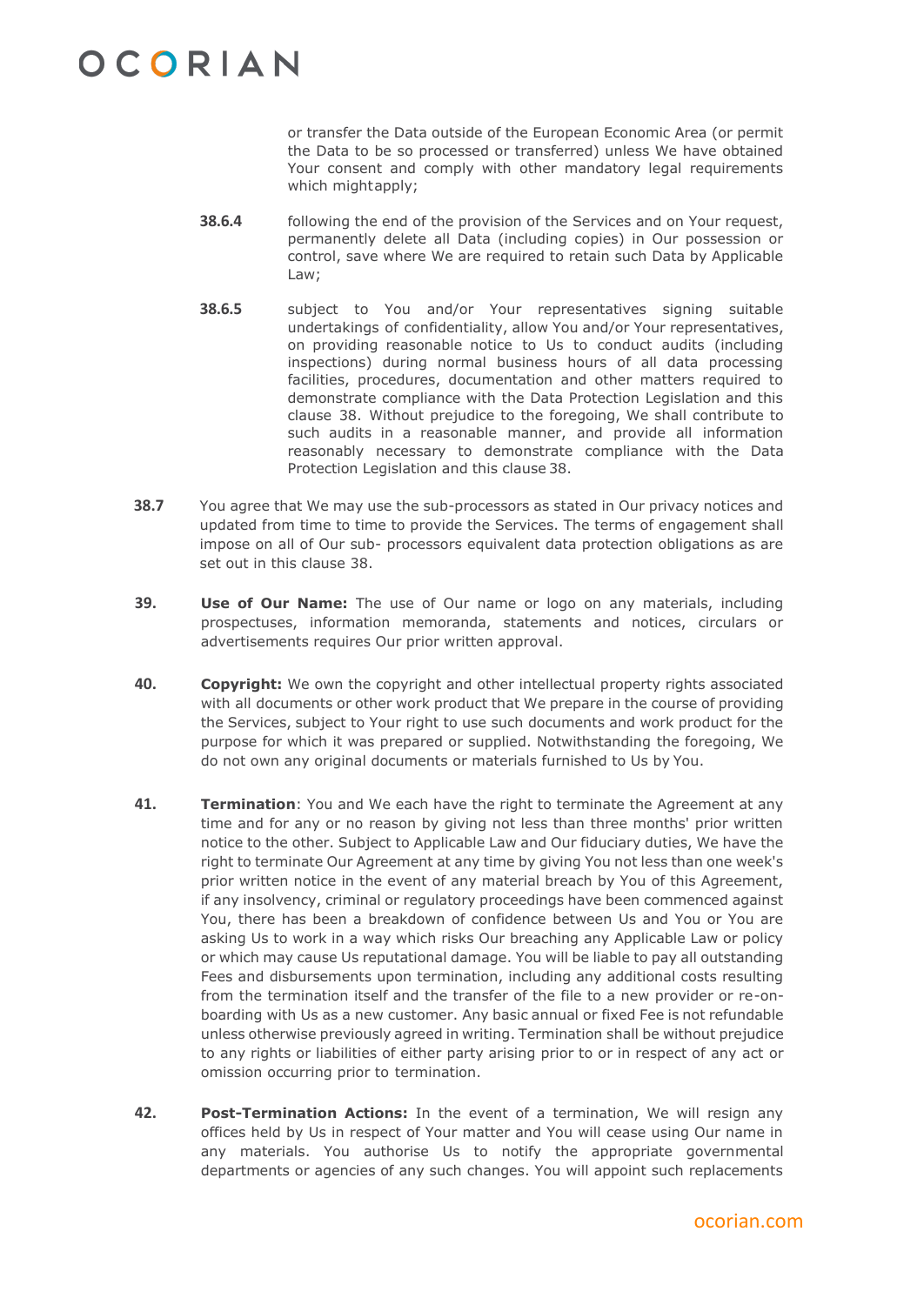or transfer the Data outside of the European Economic Area (or permit the Data to be so processed or transferred) unless We have obtained Your consent and comply with other mandatory legal requirements which mightapply;

**38.6.4** following the end of the provision of the Services and on Your request, permanently delete all Data (including copies) in Our possession or control, save where We are required to retain such Data by Applicable Law;

**38.6.5** subject to You and/or Your representatives signing suitable undertakings of confidentiality, allow You and/or Your representatives, on providing reasonable notice to Us to conduct audits (including inspections) during normal business hours of all data processing facilities, procedures, documentation and other matters required to demonstrate compliance with the Data Protection Legislation and this clause 38. Without prejudice to the foregoing, We shall contribute to such audits in a reasonable manner, and provide all information reasonably necessary to demonstrate compliance with the Data Protection Legislation and this clause 38.

**38.7** You agree that We may use the sub-processors as stated in Our privacy notices and updated from time to time to provide the Services. The terms of engagement shall impose on all of Our sub- processors equivalent data protection obligations as are set out in this clause 38.

**39.** **Use of Our Name:** The use of Our name or logo on any materials, including prospectuses, information memoranda, statements and notices, circulars or advertisements requires Our prior written approval.

**40.** **Copyright:** We own the copyright and other intellectual property rights associated with all documents or other work product that We prepare in the course of providing the Services, subject to Your right to use such documents and work product for the purpose for which it was prepared or supplied. Notwithstanding the foregoing, We do not own any original documents or materials furnished to Us by You.

**41.** **Termination**: You and We each have the right to terminate the Agreement at any time and for any or no reason by giving not less than three months' prior written notice to the other. Subject to Applicable Law and Our fiduciary duties, We have the right to terminate Our Agreement at any time by giving You not less than one week's prior written notice in the event of any material breach by You of this Agreement, if any insolvency, criminal or regulatory proceedings have been commenced against You, there has been a breakdown of confidence between Us and You or You are asking Us to work in a way which risks Our breaching any Applicable Law or policy or which may cause Us reputational damage. You will be liable to pay all outstanding Fees and disbursements upon termination, including any additional costs resulting from the termination itself and the transfer of the file to a new provider or re-on-boarding with Us as a new customer. Any basic annual or fixed Fee is not refundable unless otherwise previously agreed in writing. Termination shall be without prejudice to any rights or liabilities of either party arising prior to or in respect of any act or omission occurring prior to termination.

**42.** **Post-Termination Actions:** In the event of a termination, We will resign any offices held by Us in respect of Your matter and You will cease using Our name in any materials. You authorise Us to notify the appropriate governmental departments or agencies of any such changes. You will appoint such replacements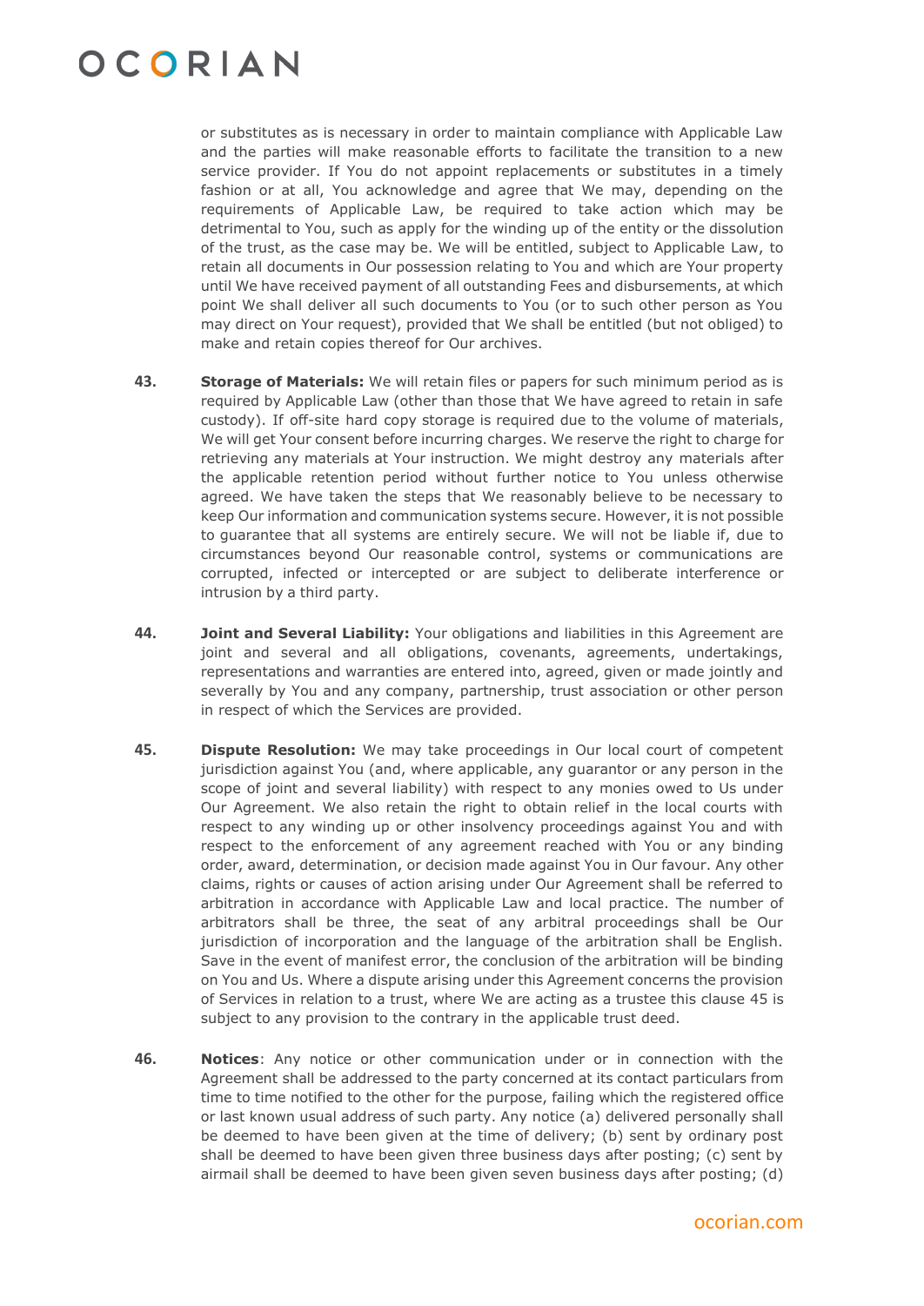or substitutes as is necessary in order to maintain compliance with Applicable Law and the parties will make reasonable efforts to facilitate the transition to a new service provider. If You do not appoint replacements or substitutes in a timely fashion or at all, You acknowledge and agree that We may, depending on the requirements of Applicable Law, be required to take action which may be detrimental to You, such as apply for the winding up of the entity or the dissolution of the trust, as the case may be. We will be entitled, subject to Applicable Law, to retain all documents in Our possession relating to You and which are Your property until We have received payment of all outstanding Fees and disbursements, at which point We shall deliver all such documents to You (or to such other person as You may direct on Your request), provided that We shall be entitled (but not obliged) to make and retain copies thereof for Our archives.

**43.** **Storage of Materials:** We will retain files or papers for such minimum period as is required by Applicable Law (other than those that We have agreed to retain in safe custody). If off-site hard copy storage is required due to the volume of materials, We will get Your consent before incurring charges. We reserve the right to charge for retrieving any materials at Your instruction. We might destroy any materials after the applicable retention period without further notice to You unless otherwise agreed. We have taken the steps that We reasonably believe to be necessary to keep Our information and communication systems secure. However, it is not possible to guarantee that all systems are entirely secure. We will not be liable if, due to circumstances beyond Our reasonable control, systems or communications are corrupted, infected or intercepted or are subject to deliberate interference or intrusion by a third party.

**44.** **Joint and Several Liability:** Your obligations and liabilities in this Agreement are joint and several and all obligations, covenants, agreements, undertakings, representations and warranties are entered into, agreed, given or made jointly and severally by You and any company, partnership, trust association or other person in respect of which the Services are provided.

**45.** **Dispute Resolution:** We may take proceedings in Our local court of competent jurisdiction against You (and, where applicable, any guarantor or any person in the scope of joint and several liability) with respect to any monies owed to Us under Our Agreement. We also retain the right to obtain relief in the local courts with respect to any winding up or other insolvency proceedings against You and with respect to the enforcement of any agreement reached with You or any binding order, award, determination, or decision made against You in Our favour. Any other claims, rights or causes of action arising under Our Agreement shall be referred to arbitration in accordance with Applicable Law and local practice. The number of arbitrators shall be three, the seat of any arbitral proceedings shall be Our jurisdiction of incorporation and the language of the arbitration shall be English. Save in the event of manifest error, the conclusion of the arbitration will be binding on You and Us. Where a dispute arising under this Agreement concerns the provision of Services in relation to a trust, where We are acting as a trustee this clause 45 is subject to any provision to the contrary in the applicable trust deed.

**46.** **Notices**: Any notice or other communication under or in connection with the Agreement shall be addressed to the party concerned at its contact particulars from time to time notified to the other for the purpose, failing which the registered office or last known usual address of such party. Any notice (a) delivered personally shall be deemed to have been given at the time of delivery; (b) sent by ordinary post shall be deemed to have been given three business days after posting; (c) sent by airmail shall be deemed to have been given seven business days after posting; (d)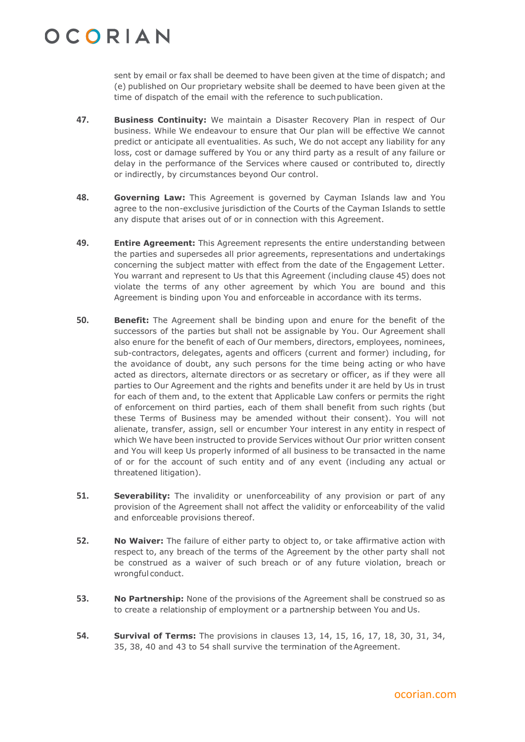sent by email or fax shall be deemed to have been given at the time of dispatch; and (e) published on Our proprietary website shall be deemed to have been given at the time of dispatch of the email with the reference to such publication.

**47.** **Business Continuity:** We maintain a Disaster Recovery Plan in respect of Our business. While We endeavour to ensure that Our plan will be effective We cannot predict or anticipate all eventualities. As such, We do not accept any liability for any loss, cost or damage suffered by You or any third party as a result of any failure or delay in the performance of the Services where caused or contributed to, directly or indirectly, by circumstances beyond Our control.

**48.** **Governing Law:** This Agreement is governed by Cayman Islands law and You agree to the non-exclusive jurisdiction of the Courts of the Cayman Islands to settle any dispute that arises out of or in connection with this Agreement.

**49.** **Entire Agreement:** This Agreement represents the entire understanding between the parties and supersedes all prior agreements, representations and undertakings concerning the subject matter with effect from the date of the Engagement Letter. You warrant and represent to Us that this Agreement (including clause 45) does not violate the terms of any other agreement by which You are bound and this Agreement is binding upon You and enforceable in accordance with its terms.

**50.** **Benefit:** The Agreement shall be binding upon and enure for the benefit of the successors of the parties but shall not be assignable by You. Our Agreement shall also enure for the benefit of each of Our members, directors, employees, nominees, sub-contractors, delegates, agents and officers (current and former) including, for the avoidance of doubt, any such persons for the time being acting or who have acted as directors, alternate directors or as secretary or officer, as if they were all parties to Our Agreement and the rights and benefits under it are held by Us in trust for each of them and, to the extent that Applicable Law confers or permits the right of enforcement on third parties, each of them shall benefit from such rights (but these Terms of Business may be amended without their consent). You will not alienate, transfer, assign, sell or encumber Your interest in any entity in respect of which We have been instructed to provide Services without Our prior written consent and You will keep Us properly informed of all business to be transacted in the name of or for the account of such entity and of any event (including any actual or threatened litigation).

**51.** **Severability:** The invalidity or unenforceability of any provision or part of any provision of the Agreement shall not affect the validity or enforceability of the valid and enforceable provisions thereof.

**52.** **No Waiver:** The failure of either party to object to, or take affirmative action with respect to, any breach of the terms of the Agreement by the other party shall not be construed as a waiver of such breach or of any future violation, breach or wrongful conduct.

**53.** **No Partnership:** None of the provisions of the Agreement shall be construed so as to create a relationship of employment or a partnership between You and Us.

**54.** **Survival of Terms:** The provisions in clauses 13, 14, 15, 16, 17, 18, 30, 31, 34, 35, 38, 40 and 43 to 54 shall survive the termination of the Agreement.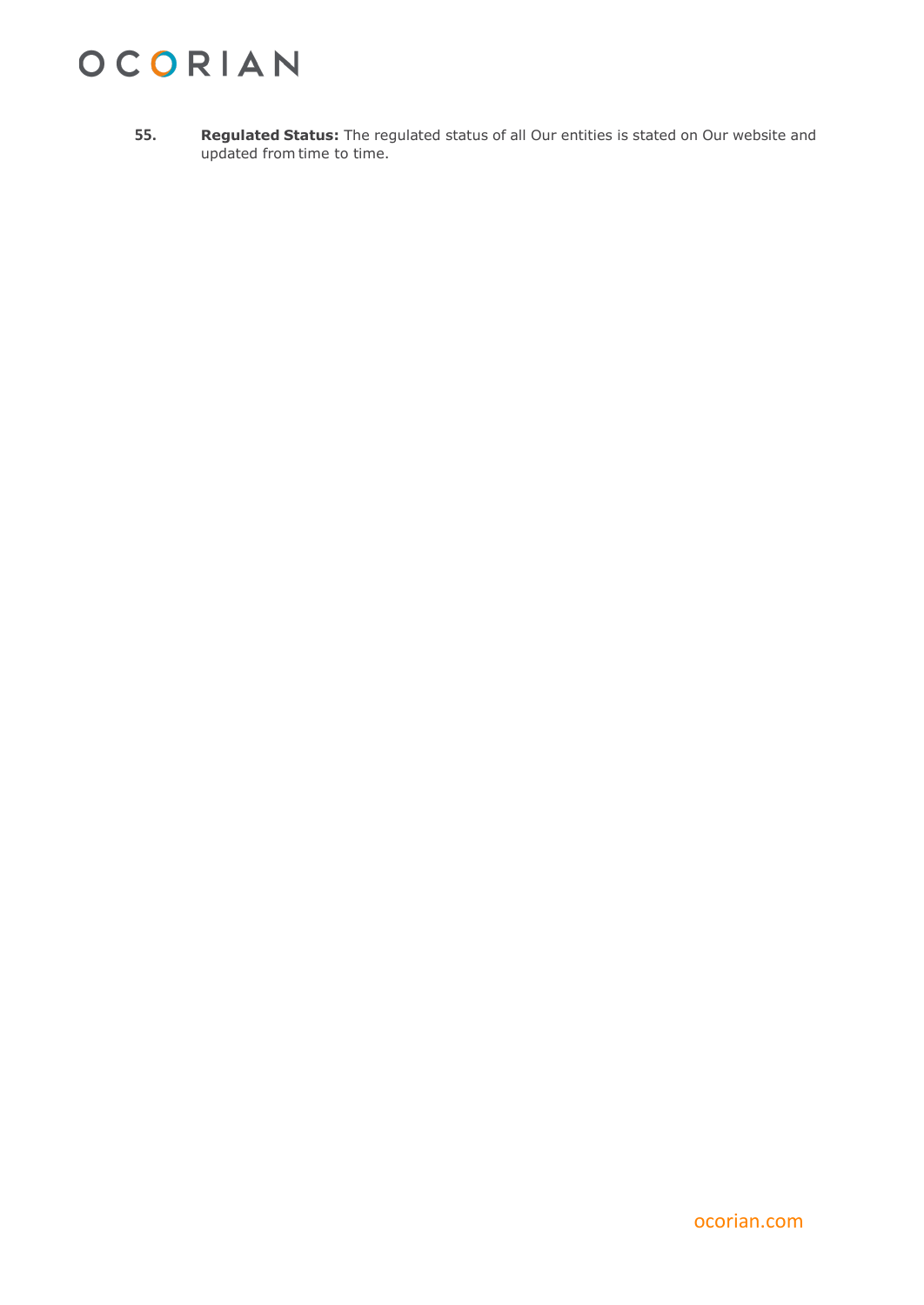55. **Regulated Status:** The regulated status of all Our entities is stated on Our website and updated from time to time.